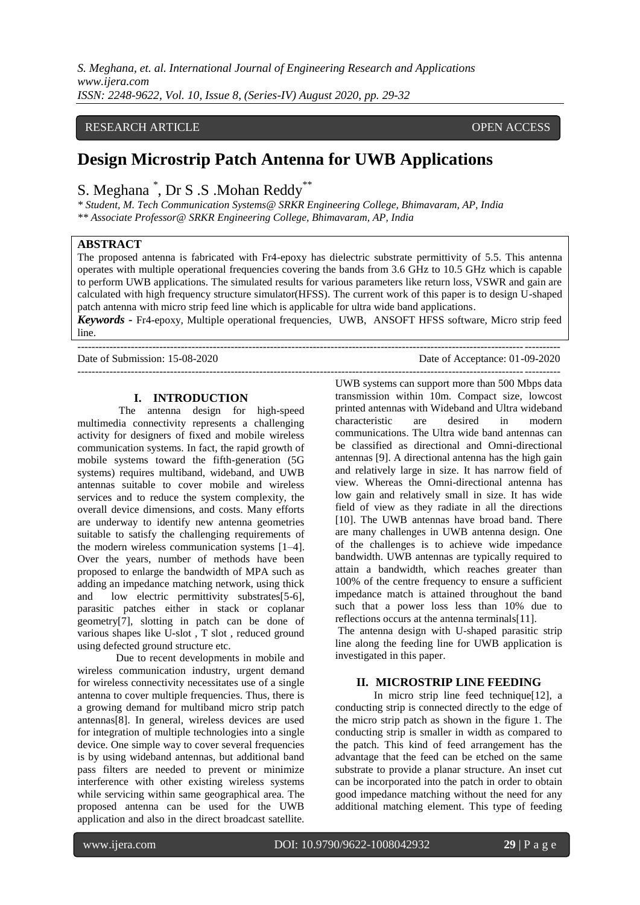RESEARCH ARTICLE OPEN ACCESS

# Design Microstrip Patch Antenna for UWB Applications

S. Meghana [*], Dr S .S .Mohan Reddy [**]

[*] Student, M. Tech Communication Systems@ SRKR Engineering College, Bhimavaram, AP, India
[**] Associate Professor@ SRKR Engineering College, Bhimavaram, AP, India

## ABSTRACT

The proposed antenna is fabricated with Fr4-epoxy has dielectric substrate permittivity of 5.5. This antenna operates with multiple operational frequencies covering the bands from 3.6 GHz to 10.5 GHz which is capable to perform UWB applications. The simulated results for various parameters like return loss, VSWR and gain are calculated with high frequency structure simulator(HFSS). The current work of this paper is to design U-shaped patch antenna with micro strip feed line which is applicable for ultra wide band applications.

***Keywords -*** Fr4-epoxy, Multiple operational frequencies, UWB, ANSOFT HFSS software, Micro strip feed line.

Date of Submission: 15-08-2020 Date of Acceptance: 01-09-2020

## I. INTRODUCTION

The antenna design for high-speed multimedia connectivity represents a challenging activity for designers of fixed and mobile wireless communication systems. In fact, the rapid growth of mobile systems toward the fifth-generation (5G systems) requires multiband, wideband, and UWB antennas suitable to cover mobile and wireless services and to reduce the system complexity, the overall device dimensions, and costs. Many efforts are underway to identify new antenna geometries suitable to satisfy the challenging requirements of the modern wireless communication systems [1–4]. Over the years, number of methods have been proposed to enlarge the bandwidth of MPA such as adding an impedance matching network, using thick and low electric permittivity substrates[5-6], parasitic patches either in stack or coplanar geometry[7], slotting in patch can be done of various shapes like U-slot , T slot , reduced ground using defected ground structure etc.

Due to recent developments in mobile and wireless communication industry, urgent demand for wireless connectivity necessitates use of a single antenna to cover multiple frequencies. Thus, there is a growing demand for multiband micro strip patch antennas[8]. In general, wireless devices are used for integration of multiple technologies into a single device. One simple way to cover several frequencies is by using wideband antennas, but additional band pass filters are needed to prevent or minimize interference with other existing wireless systems while servicing within same geographical area. The proposed antenna can be used for the UWB application and also in the direct broadcast satellite. UWB systems can support more than 500 Mbps data transmission within 10m. Compact size, lowcost printed antennas with Wideband and Ultra wideband characteristic are desired in modern communications. The Ultra wide band antennas can be classified as directional and Omni-directional antennas [9]. A directional antenna has the high gain and relatively large in size. It has narrow field of view. Whereas the Omni-directional antenna has low gain and relatively small in size. It has wide field of view as they radiate in all the directions [10]. The UWB antennas have broad band. There are many challenges in UWB antenna design. One of the challenges is to achieve wide impedance bandwidth. UWB antennas are typically required to attain a bandwidth, which reaches greater than 100% of the centre frequency to ensure a sufficient impedance match is attained throughout the band such that a power loss less than 10% due to reflections occurs at the antenna terminals[11].

The antenna design with U-shaped parasitic strip line along the feeding line for UWB application is investigated in this paper.

## II. MICROSTRIP LINE FEEDING

In micro strip line feed technique[12], a conducting strip is connected directly to the edge of the micro strip patch as shown in the figure 1. The conducting strip is smaller in width as compared to the patch. This kind of feed arrangement has the advantage that the feed can be etched on the same substrate to provide a planar structure. An inset cut can be incorporated into the patch in order to obtain good impedance matching without the need for any additional matching element. This type of feeding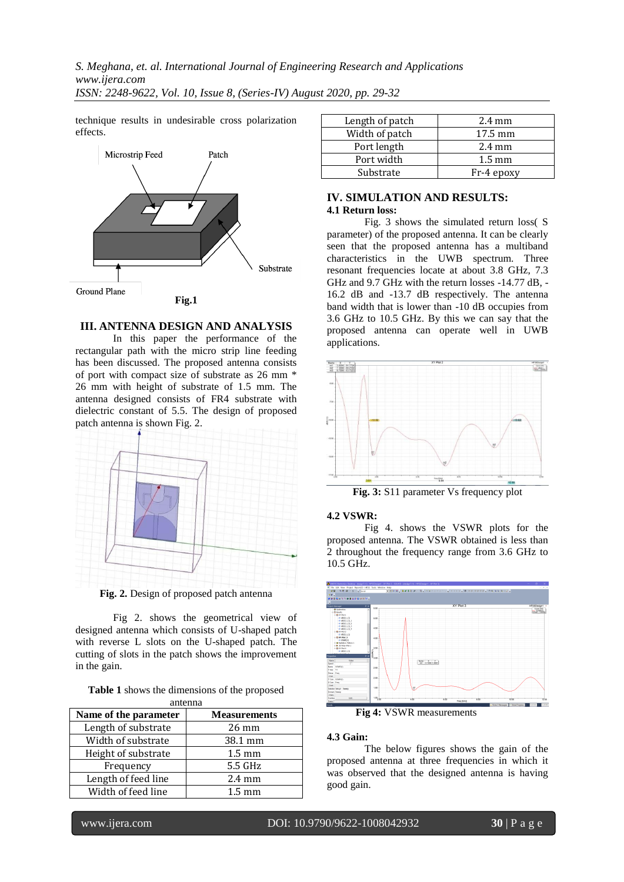technique results in undesirable cross polarization effects.

Fig.1

## III. ANTENNA DESIGN AND ANALYSIS

In this paper the performance of the rectangular path with the micro strip line feeding has been discussed. The proposed antenna consists of port with compact size of substrate as 26 mm * 26 mm with height of substrate of 1.5 mm. The antenna designed consists of FR4 substrate with dielectric constant of 5.5. The design of proposed patch antenna is shown Fig. 2.

**Fig. 2.** Design of proposed patch antenna

Fig 2. shows the geometrical view of designed antenna which consists of U-shaped patch with reverse L slots on the U-shaped patch. The cutting of slots in the patch shows the improvement in the gain.

**Table 1** shows the dimensions of the proposed antenna

| Name of the parameter | Measurements |
|---|---|
| Length of substrate | 26 mm |
| Width of substrate | 38.1 mm |
| Height of substrate | 1.5 mm |
| Frequency | 5.5 GHz |
| Length of feed line | 2.4 mm |
| Width of feed line | 1.5 mm |
| Length of patch | 2.4 mm |
| Width of patch | 17.5 mm |
| Port length | 2.4 mm |
| Port width | 1.5 mm |
| Substrate | Fr-4 epoxy |

## IV. SIMULATION AND RESULTS:

### 4.1 Return loss:

Fig. 3 shows the simulated return loss( S parameter) of the proposed antenna. It can be clearly seen that the proposed antenna has a multiband characteristics in the UWB spectrum. Three resonant frequencies locate at about 3.8 GHz, 7.3 GHz and 9.7 GHz with the return losses -14.77 dB, -16.2 dB and -13.7 dB respectively. The antenna band width that is lower than -10 dB occupies from 3.6 GHz to 10.5 GHz. By this we can say that the proposed antenna can operate well in UWB applications.

**Fig. 3:** S11 parameter Vs frequency plot

### 4.2 VSWR:

Fig 4. shows the VSWR plots for the proposed antenna. The VSWR obtained is less than 2 throughout the frequency range from 3.6 GHz to 10.5 GHz.

**Fig 4:** VSWR measurements

### 4.3 Gain:

The below figures shows the gain of the proposed antenna at three frequencies in which it was observed that the designed antenna is having good gain.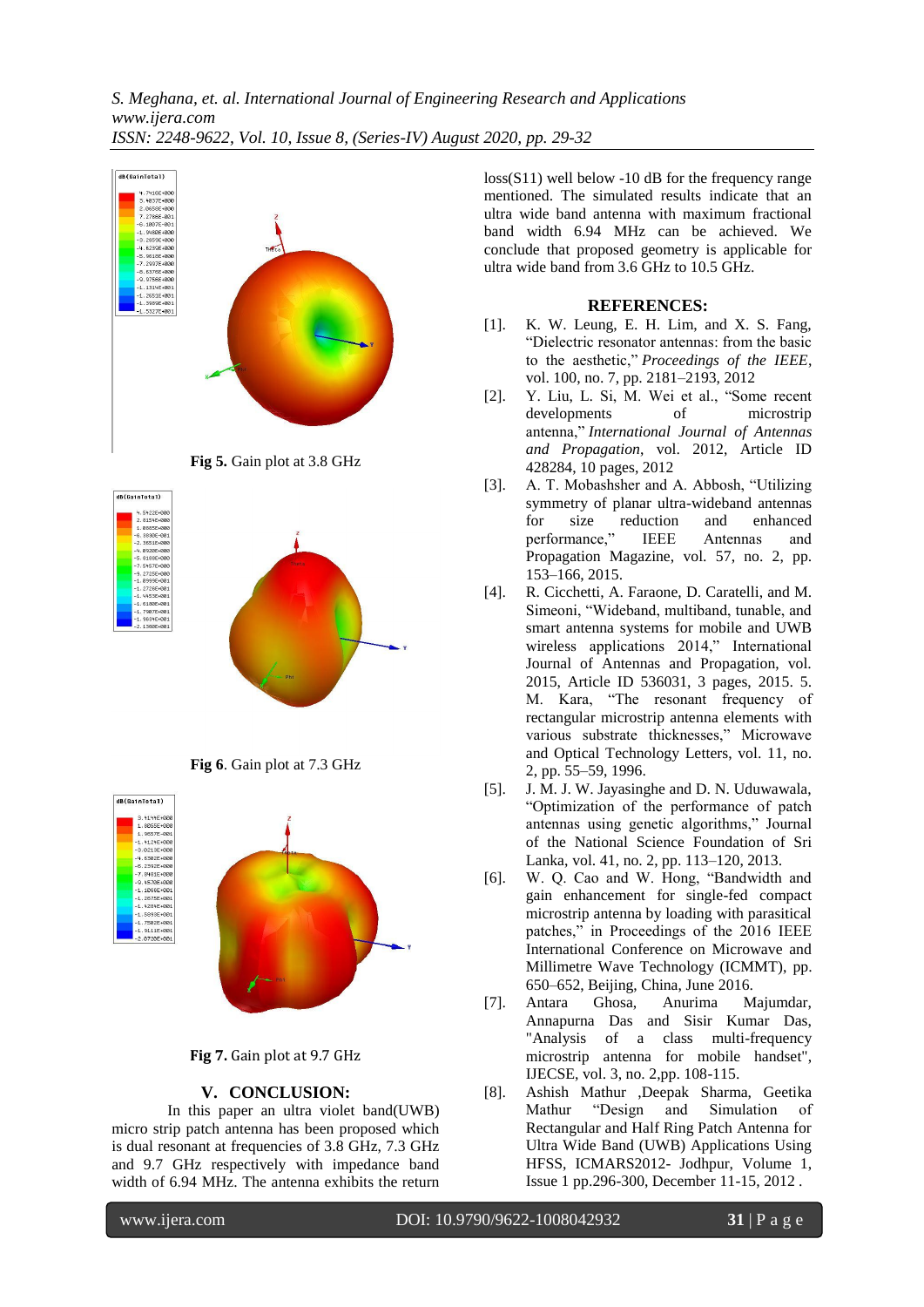**Fig 5.** Gain plot at 3.8 GHz

**Fig 6**. Gain plot at 7.3 GHz

**Fig 7.** Gain plot at 9.7 GHz

## V. CONCLUSION:

In this paper an ultra violet band(UWB) micro strip patch antenna has been proposed which is dual resonant at frequencies of 3.8 GHz, 7.3 GHz and 9.7 GHz respectively with impedance band width of 6.94 MHz. The antenna exhibits the return loss(S11) well below -10 dB for the frequency range mentioned. The simulated results indicate that an ultra wide band antenna with maximum fractional band width 6.94 MHz can be achieved. We conclude that proposed geometry is applicable for ultra wide band from 3.6 GHz to 10.5 GHz.

## REFERENCES:

[1]. K. W. Leung, E. H. Lim, and X. S. Fang, "Dielectric resonator antennas: from the basic to the aesthetic," *Proceedings of the IEEE*, vol. 100, no. 7, pp. 2181–2193, 2012

[2]. Y. Liu, L. Si, M. Wei et al., "Some recent developments of microstrip antenna," *International Journal of Antennas and Propagation*, vol. 2012, Article ID 428284, 10 pages, 2012

[3]. A. T. Mobashsher and A. Abbosh, "Utilizing symmetry of planar ultra-wideband antennas for size reduction and enhanced performance," IEEE Antennas and Propagation Magazine, vol. 57, no. 2, pp. 153–166, 2015.

[4]. R. Cicchetti, A. Faraone, D. Caratelli, and M. Simeoni, "Wideband, multiband, tunable, and smart antenna systems for mobile and UWB wireless applications 2014," International Journal of Antennas and Propagation, vol. 2015, Article ID 536031, 3 pages, 2015. 5. M. Kara, "The resonant frequency of rectangular microstrip antenna elements with various substrate thicknesses," Microwave and Optical Technology Letters, vol. 11, no. 2, pp. 55–59, 1996.

[5]. J. M. J. W. Jayasinghe and D. N. Uduwawala, "Optimization of the performance of patch antennas using genetic algorithms," Journal of the National Science Foundation of Sri Lanka, vol. 41, no. 2, pp. 113–120, 2013.

[6]. W. Q. Cao and W. Hong, "Bandwidth and gain enhancement for single-fed compact microstrip antenna by loading with parasitical patches," in Proceedings of the 2016 IEEE International Conference on Microwave and Millimetre Wave Technology (ICMMT), pp. 650–652, Beijing, China, June 2016.

[7]. Antara Ghosa, Anurima Majumdar, Annapurna Das and Sisir Kumar Das, "Analysis of a class multi-frequency microstrip antenna for mobile handset", IJECSE, vol. 3, no. 2,pp. 108-115.

[8]. Ashish Mathur ,Deepak Sharma, Geetika Mathur "Design and Simulation of Rectangular Patch Antenna and Half Ring Patch Antenna for Ultra Wide Band (UWB) Applications Using HFSS, ICMARS2012- Jodhpur, Volume 1, Issue 1 pp.296-300, December 11-15, 2012 .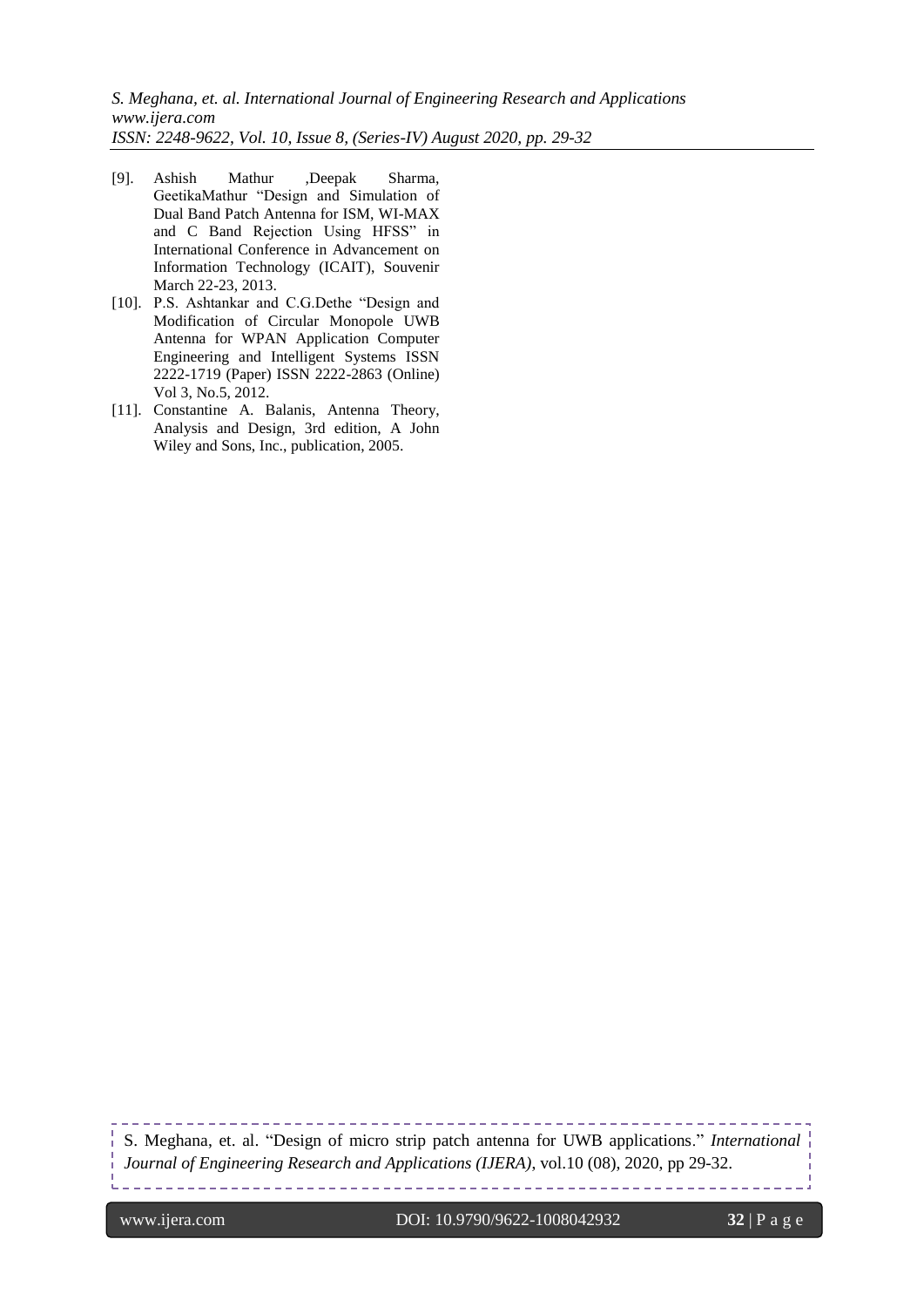[9]. Ashish Mathur ,Deepak Sharma, GeetikaMathur "Design and Simulation of Dual Band Patch Antenna for ISM, WI-MAX and C Band Rejection Using HFSS" in International Conference in Advancement on Information Technology (ICAIT), Souvenir March 22-23, 2013.

[10]. P.S. Ashtankar and C.G.Dethe "Design and Modification of Circular Monopole UWB Antenna for WPAN Application Computer Engineering and Intelligent Systems ISSN 2222-1719 (Paper) ISSN 2222-2863 (Online) Vol 3, No.5, 2012.

[11]. Constantine A. Balanis, Antenna Theory, Analysis and Design, 3rd edition, A John Wiley and Sons, Inc., publication, 2005.

S. Meghana, et. al. "Design of micro strip patch antenna for UWB applications." *International Journal of Engineering Research and Applications (IJERA)*, vol.10 (08), 2020, pp 29-32.